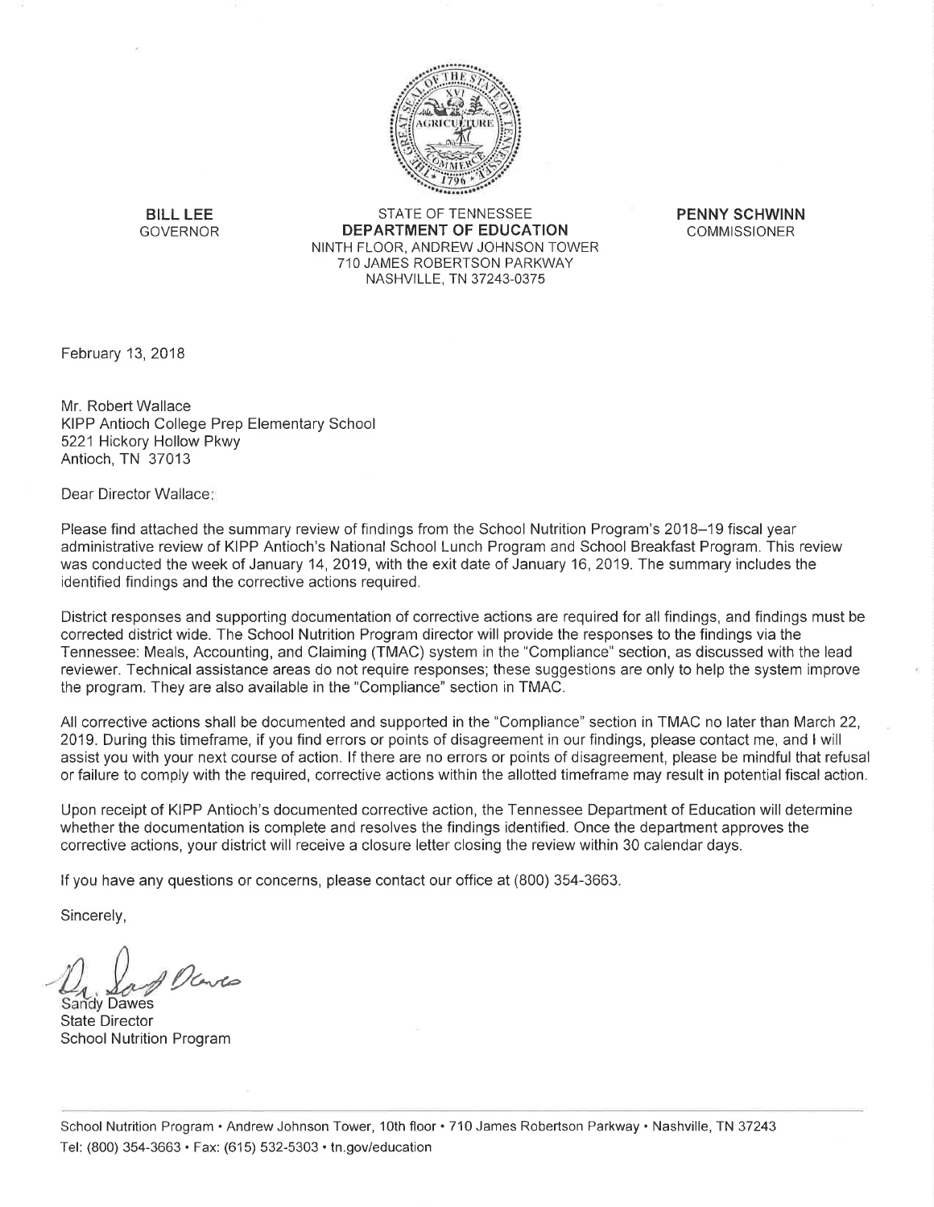**BILL LEE**
GOVERNOR

STATE OF TENNESSEE
**DEPARTMENT OF EDUCATION**
NINTH FLOOR, ANDREW JOHNSON TOWER
710 JAMES ROBERTSON PARKWAY
NASHVILLE, TN 37243-0375

**PENNY SCHWINN**
COMMISSIONER

February 13, 2018

Mr. Robert Wallace
KIPP Antioch College Prep Elementary School
5221 Hickory Hollow Pkwy
Antioch, TN 37013

Dear Director Wallace:

Please find attached the summary review of findings from the School Nutrition Program's 2018–19 fiscal year administrative review of KIPP Antioch's National School Lunch Program and School Breakfast Program. This review was conducted the week of January 14, 2019, with the exit date of January 16, 2019. The summary includes the identified findings and the corrective actions required.

District responses and supporting documentation of corrective actions are required for all findings, and findings must be corrected district wide. The School Nutrition Program director will provide the responses to the findings via the Tennessee: Meals, Accounting, and Claiming (TMAC) system in the "Compliance" section, as discussed with the lead reviewer. Technical assistance areas do not require responses; these suggestions are only to help the system improve the program. They are also available in the "Compliance" section in TMAC.

All corrective actions shall be documented and supported in the "Compliance" section in TMAC no later than March 22, 2019. During this timeframe, if you find errors or points of disagreement in our findings, please contact me, and I will assist you with your next course of action. If there are no errors or points of disagreement, please be mindful that refusal or failure to comply with the required, corrective actions within the allotted timeframe may result in potential fiscal action.

Upon receipt of KIPP Antioch's documented corrective action, the Tennessee Department of Education will determine whether the documentation is complete and resolves the findings identified. Once the department approves the corrective actions, your district will receive a closure letter closing the review within 30 calendar days.

If you have any questions or concerns, please contact our office at (800) 354-3663.

Sincerely,

Sandy Dawes
State Director
School Nutrition Program

School Nutrition Program • Andrew Johnson Tower, 10th floor • 710 James Robertson Parkway • Nashville, TN 37243
Tel: (800) 354-3663 • Fax: (615) 532-5303 • tn.gov/education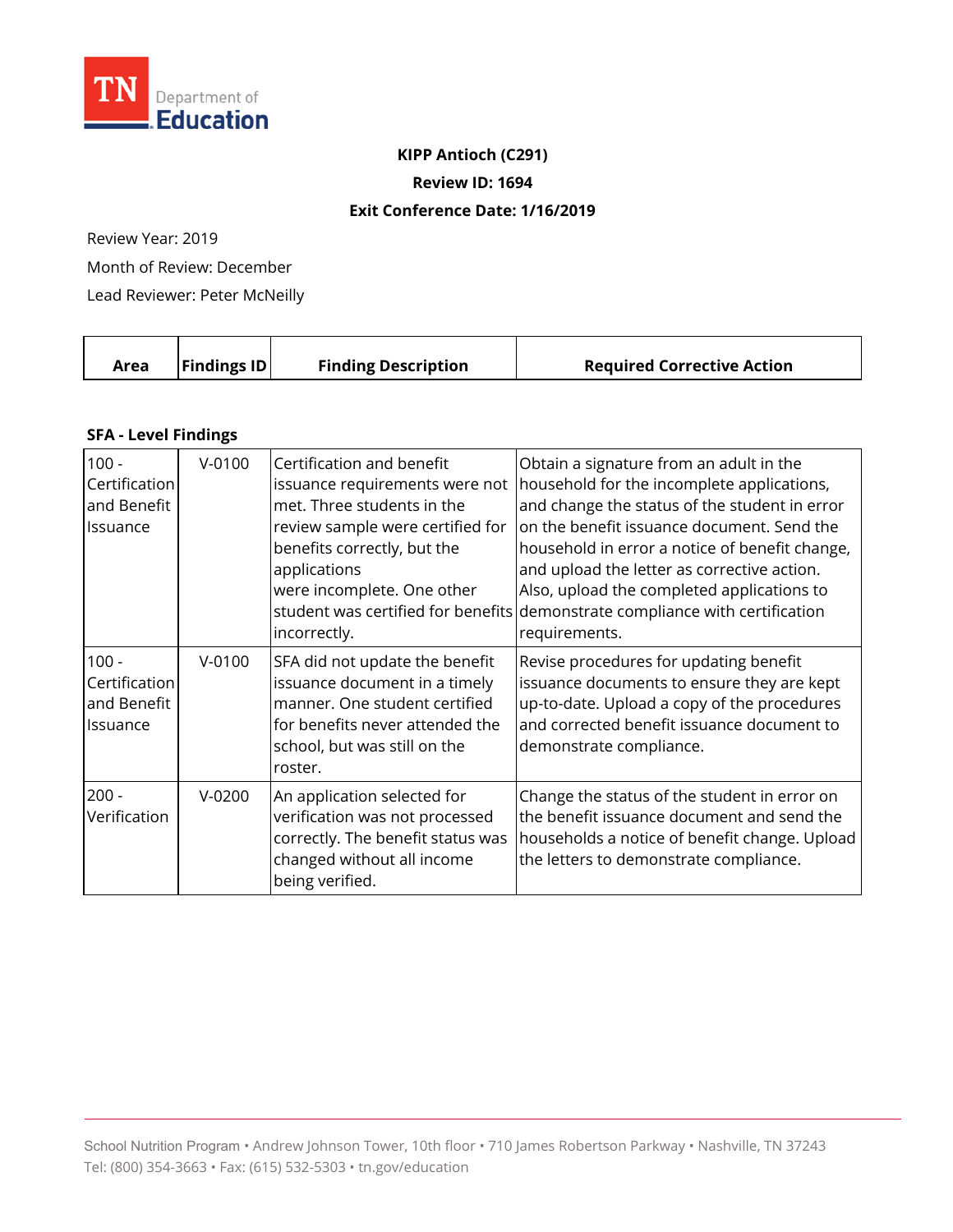TN Department of Education

**KIPP Antioch (C291)**

**Review ID: 1694**

**Exit Conference Date: 1/16/2019**

Review Year: 2019

Month of Review: December

Lead Reviewer: Peter McNeilly

| Area | Findings ID | Finding Description | Required Corrective Action |
|---|---|---|---|
| **SFA - Level Findings** | | | |
| 100 - Certification and Benefit Issuance | V-0100 | Certification and benefit issuance requirements were not met. Three students in the review sample were certified for benefits correctly, but the applications were incomplete. One other student was certified for benefits incorrectly. | Obtain a signature from an adult in the household for the incomplete applications, and change the status of the student in error on the benefit issuance document. Send the household in error a notice of benefit change, and upload the letter as corrective action. Also, upload the completed applications to demonstrate compliance with certification requirements. |
| 100 - Certification and Benefit Issuance | V-0100 | SFA did not update the benefit issuance document in a timely manner. One student certified for benefits never attended the school, but was still on the roster. | Revise procedures for updating benefit issuance documents to ensure they are kept up-to-date. Upload a copy of the procedures and corrected benefit issuance document to demonstrate compliance. |
| 200 - Verification | V-0200 | An application selected for verification was not processed correctly. The benefit status was changed without all income being verified. | Change the status of the student in error on the benefit issuance document and send the households a notice of benefit change. Upload the letters to demonstrate compliance. |